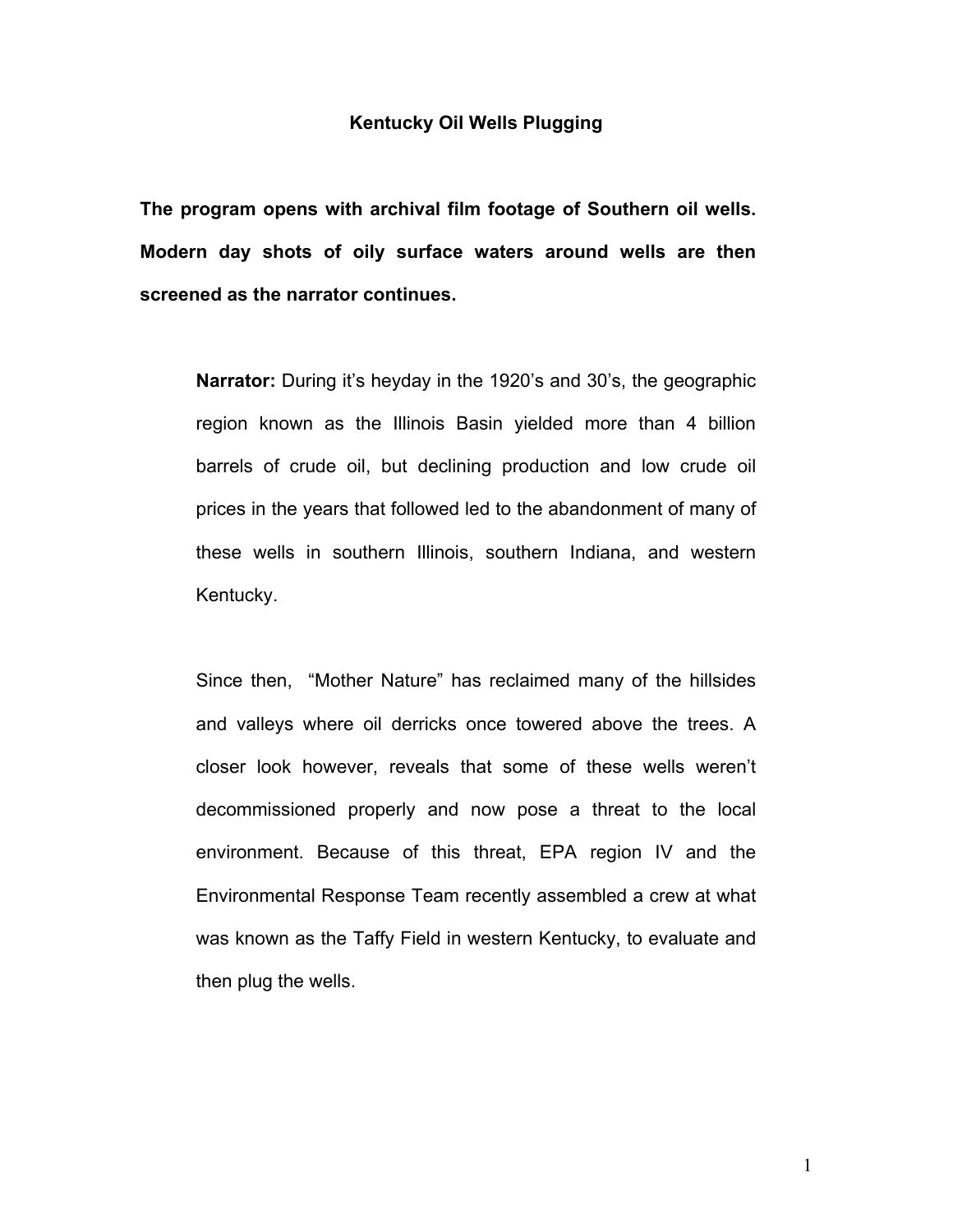# Kentucky Oil Wells Plugging

**The program opens with archival film footage of Southern oil wells. Modern day shots of oily surface waters around wells are then screened as the narrator continues.**

**Narrator:** During it's heyday in the 1920's and 30's, the geographic region known as the Illinois Basin yielded more than 4 billion barrels of crude oil, but declining production and low crude oil prices in the years that followed led to the abandonment of many of these wells in southern Illinois, southern Indiana, and western Kentucky.

Since then, "Mother Nature" has reclaimed many of the hillsides and valleys where oil derricks once towered above the trees. A closer look however, reveals that some of these wells weren't decommissioned properly and now pose a threat to the local environment. Because of this threat, EPA region IV and the Environmental Response Team recently assembled a crew at what was known as the Taffy Field in western Kentucky, to evaluate and then plug the wells.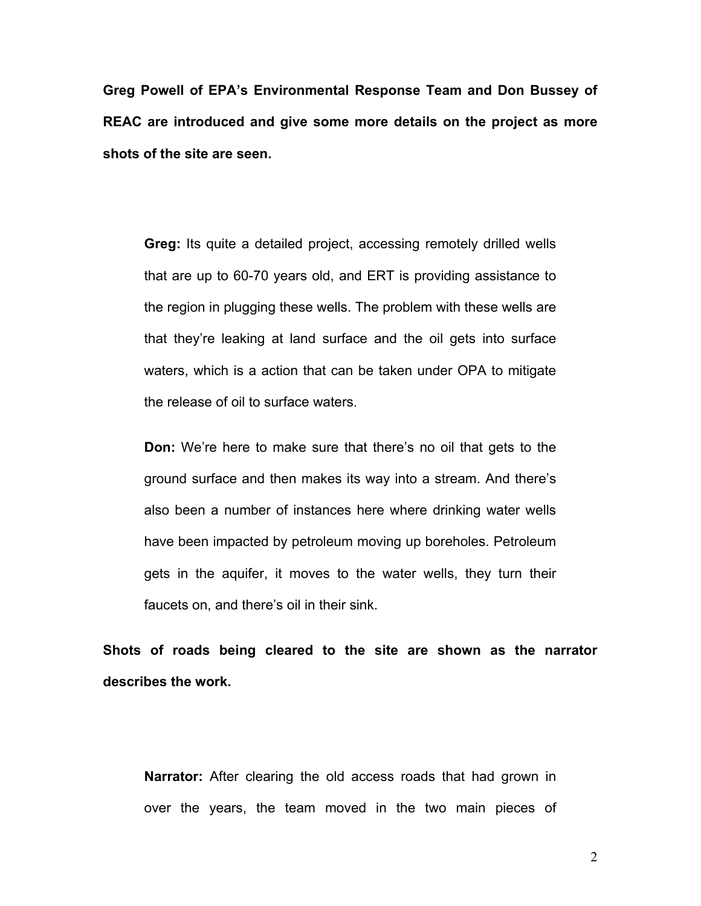**Greg Powell of EPA's Environmental Response Team and Don Bussey of REAC are introduced and give some more details on the project as more shots of the site are seen.**

**Greg:** Its quite a detailed project, accessing remotely drilled wells that are up to 60-70 years old, and ERT is providing assistance to the region in plugging these wells. The problem with these wells are that they're leaking at land surface and the oil gets into surface waters, which is a action that can be taken under OPA to mitigate the release of oil to surface waters.

**Don:** We're here to make sure that there's no oil that gets to the ground surface and then makes its way into a stream. And there's also been a number of instances here where drinking water wells have been impacted by petroleum moving up boreholes. Petroleum gets in the aquifer, it moves to the water wells, they turn their faucets on, and there's oil in their sink.

**Shots of roads being cleared to the site are shown as the narrator describes the work.**

**Narrator:** After clearing the old access roads that had grown in over the years, the team moved in the two main pieces of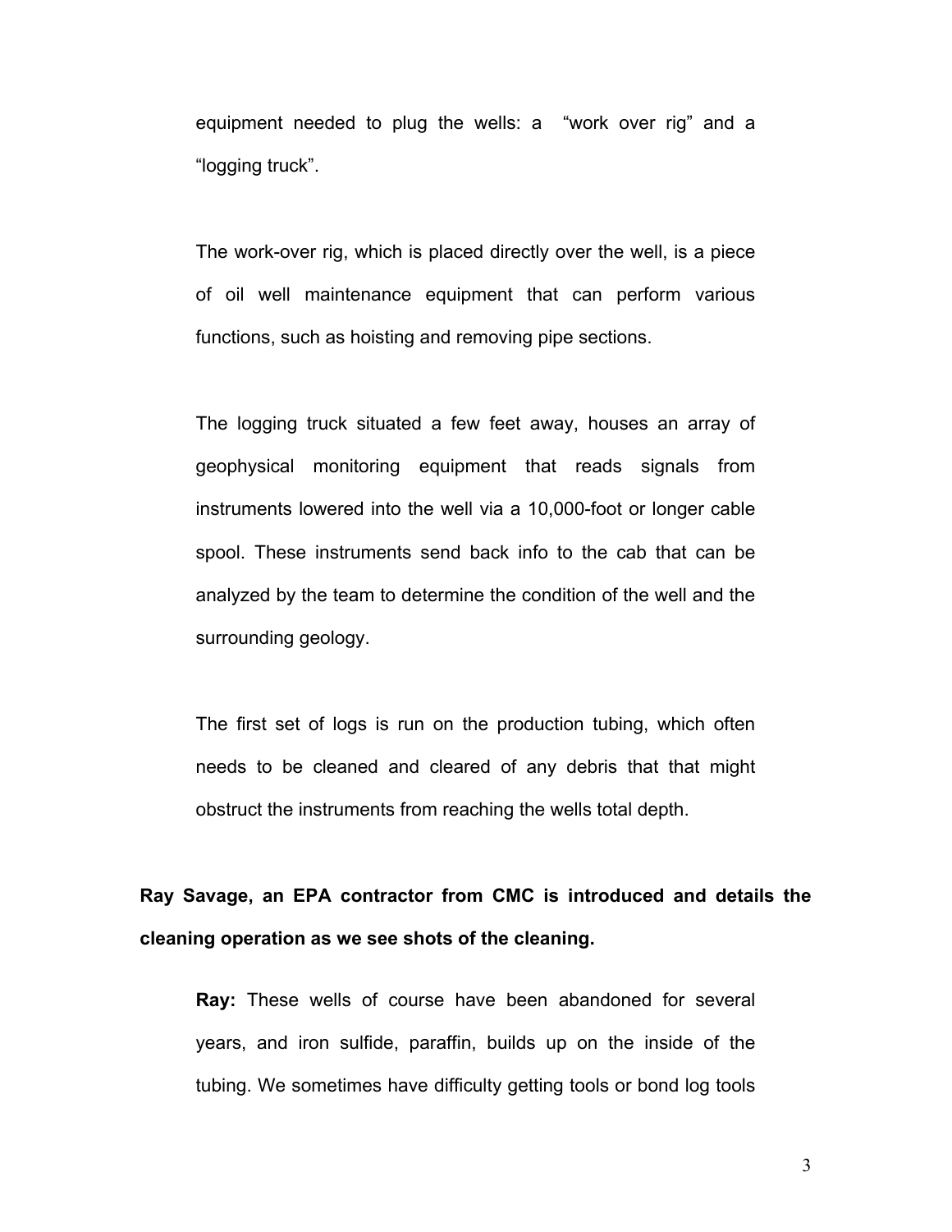equipment needed to plug the wells: a "work over rig" and a "logging truck".

The work-over rig, which is placed directly over the well, is a piece of oil well maintenance equipment that can perform various functions, such as hoisting and removing pipe sections.

The logging truck situated a few feet away, houses an array of geophysical monitoring equipment that reads signals from instruments lowered into the well via a 10,000-foot or longer cable spool. These instruments send back info to the cab that can be analyzed by the team to determine the condition of the well and the surrounding geology.

The first set of logs is run on the production tubing, which often needs to be cleaned and cleared of any debris that that might obstruct the instruments from reaching the wells total depth.

**Ray Savage, an EPA contractor from CMC is introduced and details the cleaning operation as we see shots of the cleaning.**

**Ray:** These wells of course have been abandoned for several years, and iron sulfide, paraffin, builds up on the inside of the tubing. We sometimes have difficulty getting tools or bond log tools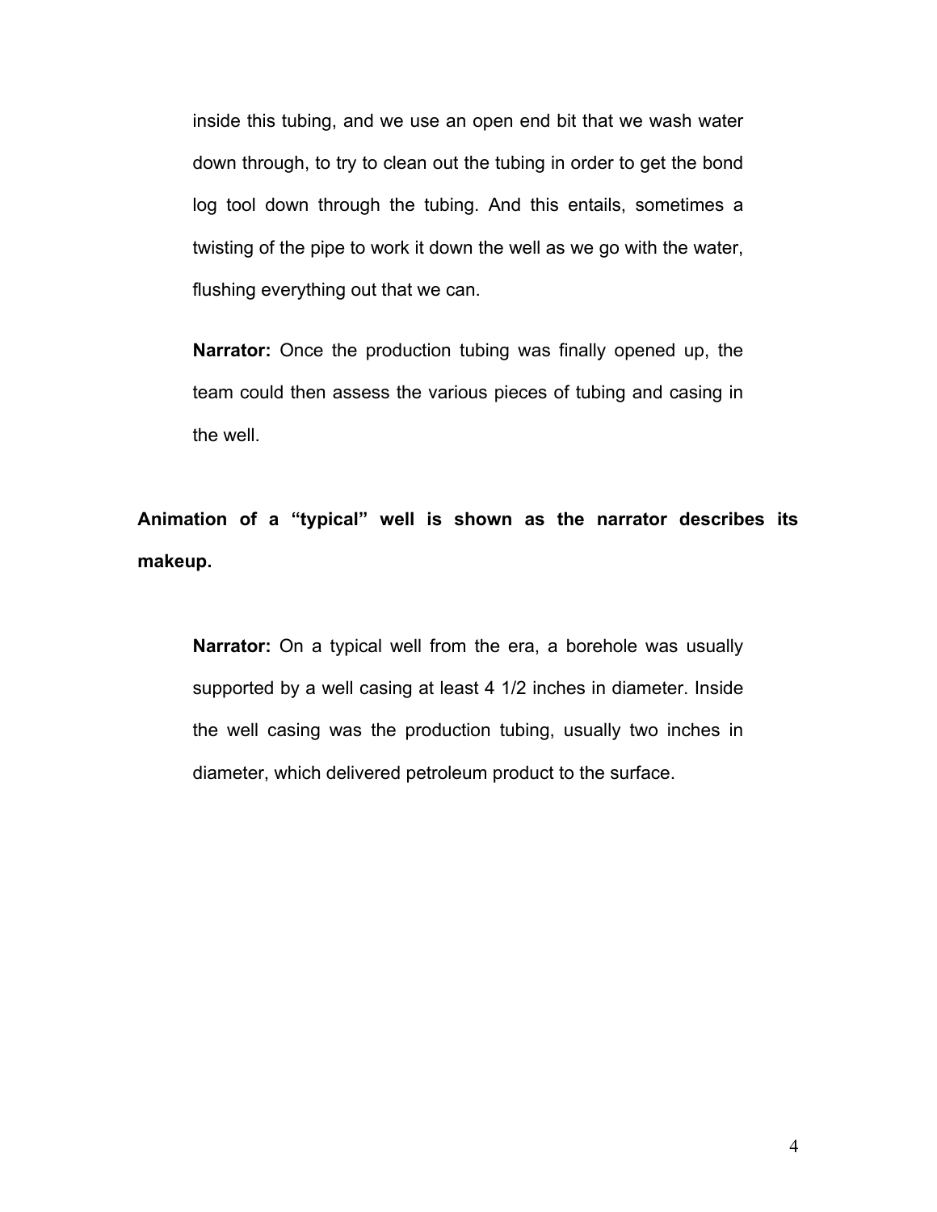inside this tubing, and we use an open end bit that we wash water down through, to try to clean out the tubing in order to get the bond log tool down through the tubing. And this entails, sometimes a twisting of the pipe to work it down the well as we go with the water, flushing everything out that we can.

**Narrator:** Once the production tubing was finally opened up, the team could then assess the various pieces of tubing and casing in the well.

**Animation of a "typical" well is shown as the narrator describes its makeup.**

**Narrator:** On a typical well from the era, a borehole was usually supported by a well casing at least 4 1/2 inches in diameter. Inside the well casing was the production tubing, usually two inches in diameter, which delivered petroleum product to the surface.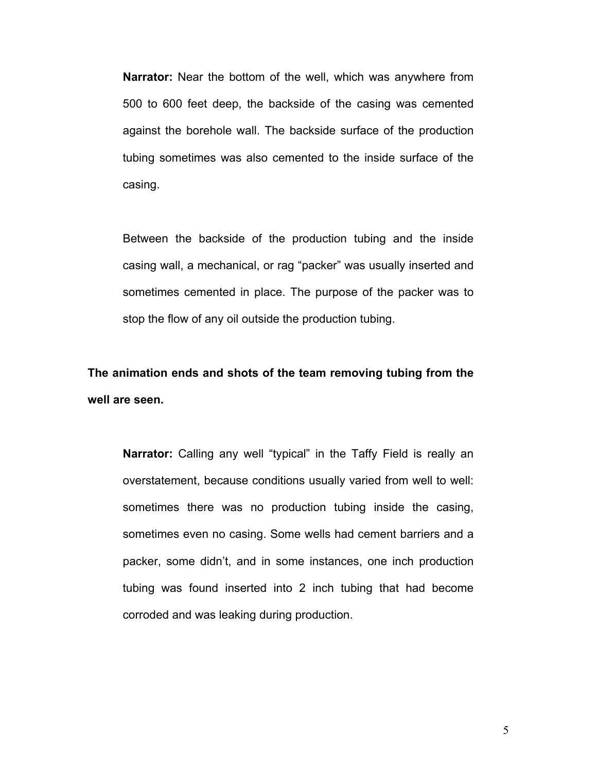**Narrator:** Near the bottom of the well, which was anywhere from 500 to 600 feet deep, the backside of the casing was cemented against the borehole wall. The backside surface of the production tubing sometimes was also cemented to the inside surface of the casing.

Between the backside of the production tubing and the inside casing wall, a mechanical, or rag "packer" was usually inserted and sometimes cemented in place. The purpose of the packer was to stop the flow of any oil outside the production tubing.

**The animation ends and shots of the team removing tubing from the well are seen.**

**Narrator:** Calling any well "typical" in the Taffy Field is really an overstatement, because conditions usually varied from well to well: sometimes there was no production tubing inside the casing, sometimes even no casing. Some wells had cement barriers and a packer, some didn't, and in some instances, one inch production tubing was found inserted into 2 inch tubing that had become corroded and was leaking during production.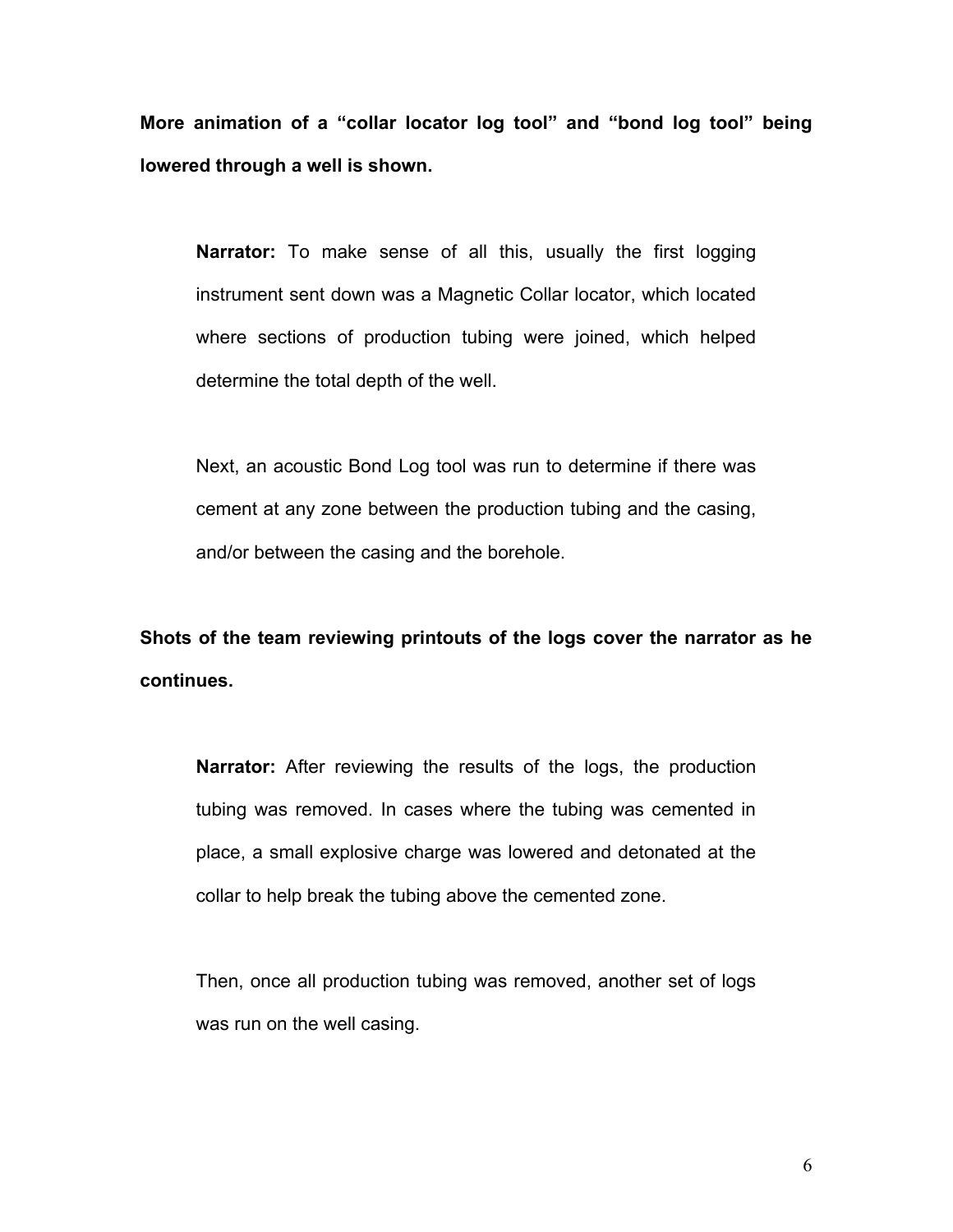**More animation of a "collar locator log tool" and "bond log tool" being lowered through a well is shown.**

> **Narrator:** To make sense of all this, usually the first logging instrument sent down was a Magnetic Collar locator, which located where sections of production tubing were joined, which helped determine the total depth of the well.
>
> Next, an acoustic Bond Log tool was run to determine if there was cement at any zone between the production tubing and the casing, and/or between the casing and the borehole.

**Shots of the team reviewing printouts of the logs cover the narrator as he continues.**

> **Narrator:** After reviewing the results of the logs, the production tubing was removed. In cases where the tubing was cemented in place, a small explosive charge was lowered and detonated at the collar to help break the tubing above the cemented zone.
>
> Then, once all production tubing was removed, another set of logs was run on the well casing.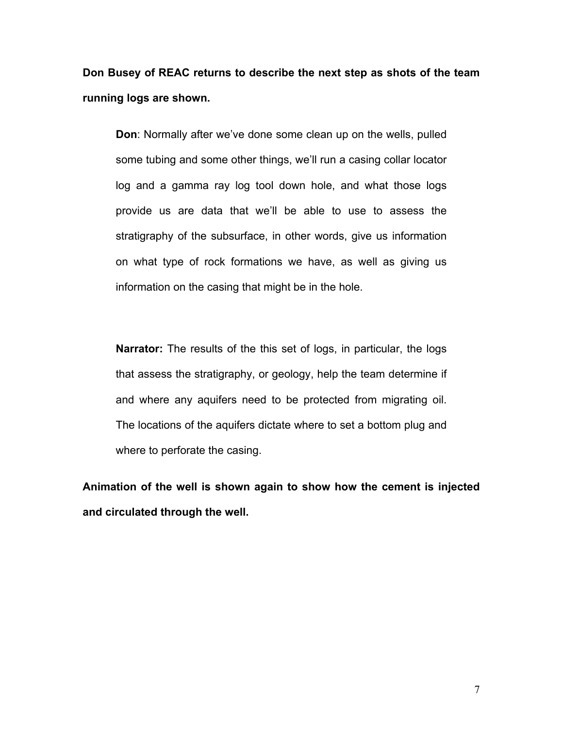**Don Busey of REAC returns to describe the next step as shots of the team running logs are shown.**

> **Don**: Normally after we've done some clean up on the wells, pulled some tubing and some other things, we'll run a casing collar locator log and a gamma ray log tool down hole, and what those logs provide us are data that we'll be able to use to assess the stratigraphy of the subsurface, in other words, give us information on what type of rock formations we have, as well as giving us information on the casing that might be in the hole.

> **Narrator:** The results of the this set of logs, in particular, the logs that assess the stratigraphy, or geology, help the team determine if and where any aquifers need to be protected from migrating oil. The locations of the aquifers dictate where to set a bottom plug and where to perforate the casing.

**Animation of the well is shown again to show how the cement is injected and circulated through the well.**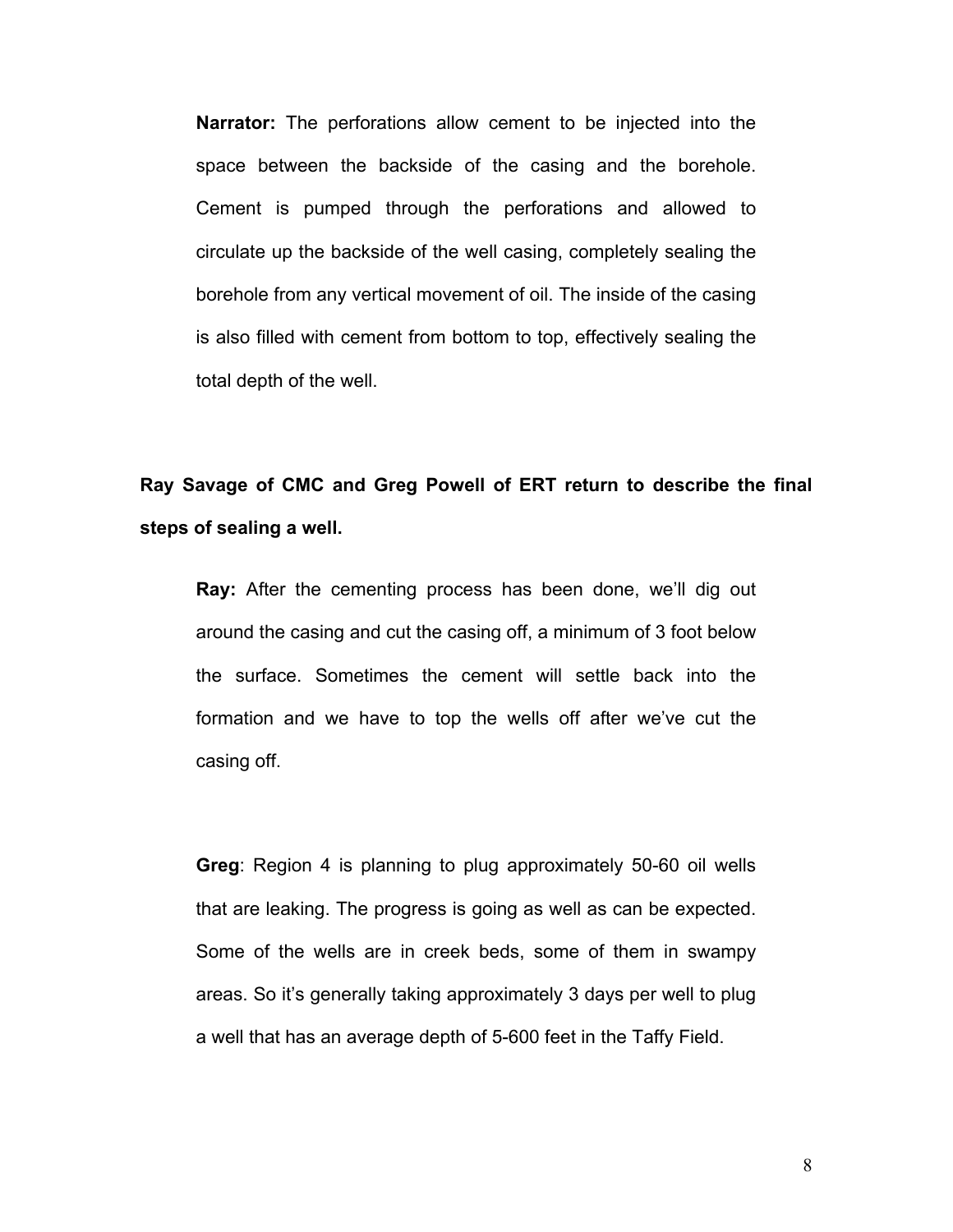**Narrator:** The perforations allow cement to be injected into the space between the backside of the casing and the borehole. Cement is pumped through the perforations and allowed to circulate up the backside of the well casing, completely sealing the borehole from any vertical movement of oil. The inside of the casing is also filled with cement from bottom to top, effectively sealing the total depth of the well.

**Ray Savage of CMC and Greg Powell of ERT return to describe the final steps of sealing a well.**

**Ray:** After the cementing process has been done, we'll dig out around the casing and cut the casing off, a minimum of 3 foot below the surface. Sometimes the cement will settle back into the formation and we have to top the wells off after we've cut the casing off.

**Greg**: Region 4 is planning to plug approximately 50-60 oil wells that are leaking. The progress is going as well as can be expected. Some of the wells are in creek beds, some of them in swampy areas. So it's generally taking approximately 3 days per well to plug a well that has an average depth of 5-600 feet in the Taffy Field.